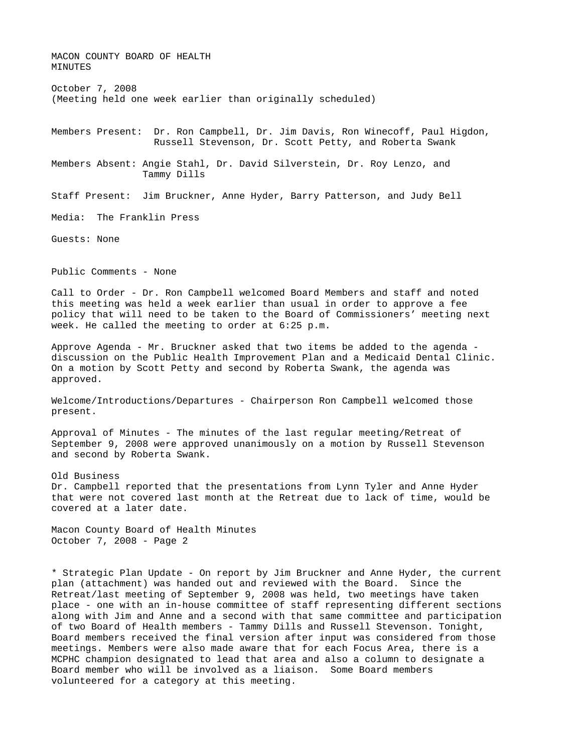MACON COUNTY BOARD OF HEALTH
MINUTES

October 7, 2008
(Meeting held one week earlier than originally scheduled)

Members Present: Dr. Ron Campbell, Dr. Jim Davis, Ron Winecoff, Paul Higdon, Russell Stevenson, Dr. Scott Petty, and Roberta Swank

Members Absent: Angie Stahl, Dr. David Silverstein, Dr. Roy Lenzo, and Tammy Dills

Staff Present: Jim Bruckner, Anne Hyder, Barry Patterson, and Judy Bell

Media: The Franklin Press

Guests: None

Public Comments - None

Call to Order - Dr. Ron Campbell welcomed Board Members and staff and noted this meeting was held a week earlier than usual in order to approve a fee policy that will need to be taken to the Board of Commissioners' meeting next week. He called the meeting to order at 6:25 p.m.

Approve Agenda - Mr. Bruckner asked that two items be added to the agenda - discussion on the Public Health Improvement Plan and a Medicaid Dental Clinic. On a motion by Scott Petty and second by Roberta Swank, the agenda was approved.

Welcome/Introductions/Departures - Chairperson Ron Campbell welcomed those present.

Approval of Minutes - The minutes of the last regular meeting/Retreat of September 9, 2008 were approved unanimously on a motion by Russell Stevenson and second by Roberta Swank.

Old Business
Dr. Campbell reported that the presentations from Lynn Tyler and Anne Hyder that were not covered last month at the Retreat due to lack of time, would be covered at a later date.

* Strategic Plan Update - On report by Jim Bruckner and Anne Hyder, the current plan (attachment) was handed out and reviewed with the Board. Since the Retreat/last meeting of September 9, 2008 was held, two meetings have taken place - one with an in-house committee of staff representing different sections along with Jim and Anne and a second with that same committee and participation of two Board of Health members - Tammy Dills and Russell Stevenson. Tonight, Board members received the final version after input was considered from those meetings. Members were also made aware that for each Focus Area, there is a MCPHC champion designated to lead that area and also a column to designate a Board member who will be involved as a liaison. Some Board members volunteered for a category at this meeting.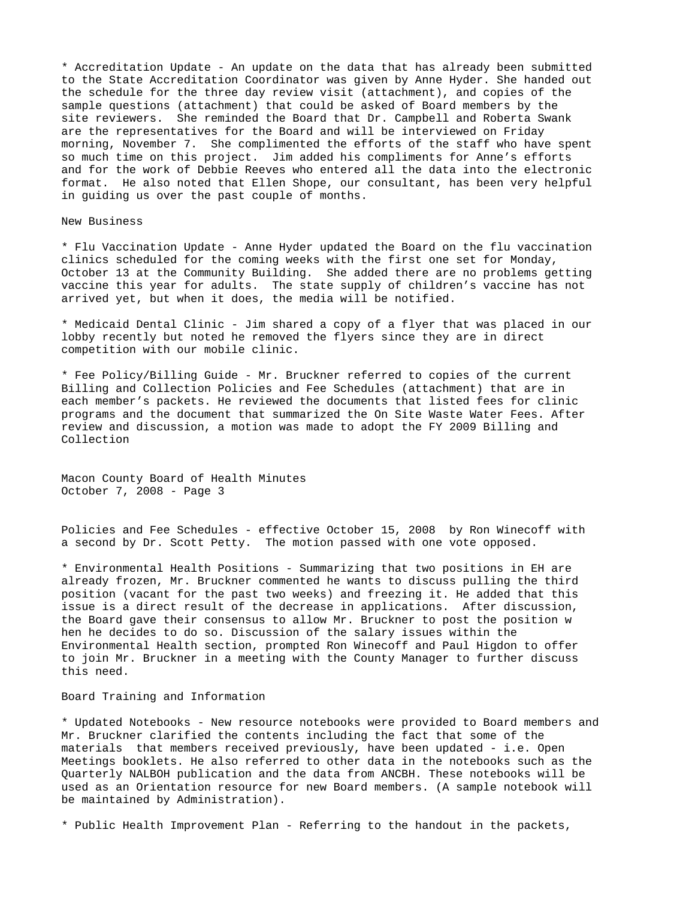* Accreditation Update - An update on the data that has already been submitted to the State Accreditation Coordinator was given by Anne Hyder. She handed out the schedule for the three day review visit (attachment), and copies of the sample questions (attachment) that could be asked of Board members by the site reviewers. She reminded the Board that Dr. Campbell and Roberta Swank are the representatives for the Board and will be interviewed on Friday morning, November 7. She complimented the efforts of the staff who have spent so much time on this project. Jim added his compliments for Anne's efforts and for the work of Debbie Reeves who entered all the data into the electronic format. He also noted that Ellen Shope, our consultant, has been very helpful in guiding us over the past couple of months.

New Business

* Flu Vaccination Update - Anne Hyder updated the Board on the flu vaccination clinics scheduled for the coming weeks with the first one set for Monday, October 13 at the Community Building. She added there are no problems getting vaccine this year for adults. The state supply of children's vaccine has not arrived yet, but when it does, the media will be notified.

* Medicaid Dental Clinic - Jim shared a copy of a flyer that was placed in our lobby recently but noted he removed the flyers since they are in direct competition with our mobile clinic.

* Fee Policy/Billing Guide - Mr. Bruckner referred to copies of the current Billing and Collection Policies and Fee Schedules (attachment) that are in each member's packets. He reviewed the documents that listed fees for clinic programs and the document that summarized the On Site Waste Water Fees. After review and discussion, a motion was made to adopt the FY 2009 Billing and Collection Policies and Fee Schedules - effective October 15, 2008 by Ron Winecoff with a second by Dr. Scott Petty. The motion passed with one vote opposed.

* Environmental Health Positions - Summarizing that two positions in EH are already frozen, Mr. Bruckner commented he wants to discuss pulling the third position (vacant for the past two weeks) and freezing it. He added that this issue is a direct result of the decrease in applications. After discussion, the Board gave their consensus to allow Mr. Bruckner to post the position when he decides to do so. Discussion of the salary issues within the Environmental Health section, prompted Ron Winecoff and Paul Higdon to offer to join Mr. Bruckner in a meeting with the County Manager to further discuss this need.

Board Training and Information

* Updated Notebooks - New resource notebooks were provided to Board members and Mr. Bruckner clarified the contents including the fact that some of the materials that members received previously, have been updated - i.e. Open Meetings booklets. He also referred to other data in the notebooks such as the Quarterly NALBOH publication and the data from ANCBH. These notebooks will be used as an Orientation resource for new Board members. (A sample notebook will be maintained by Administration).

* Public Health Improvement Plan - Referring to the handout in the packets,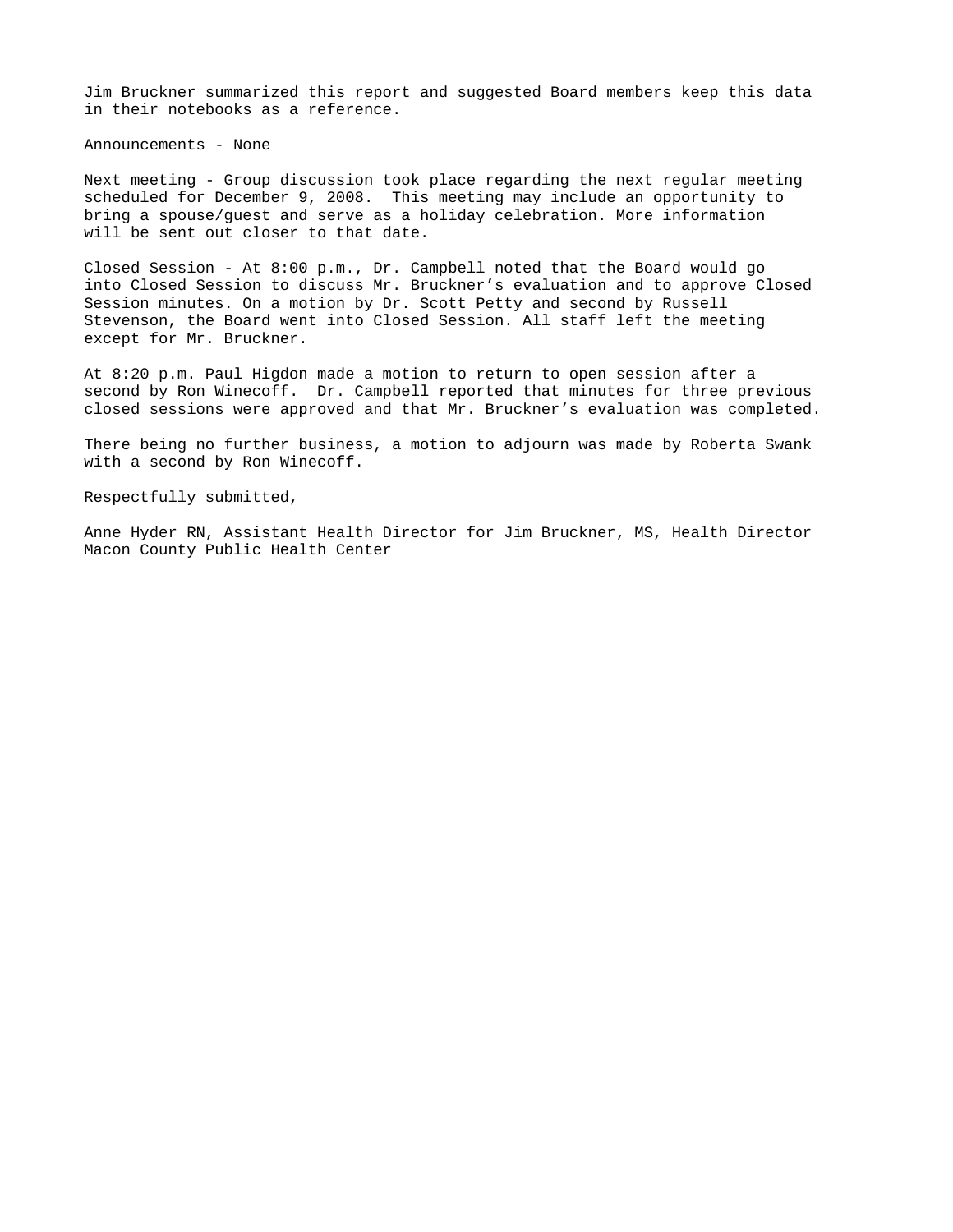Jim Bruckner summarized this report and suggested Board members keep this data in their notebooks as a reference.

Announcements - None

Next meeting - Group discussion took place regarding the next regular meeting scheduled for December 9, 2008. This meeting may include an opportunity to bring a spouse/guest and serve as a holiday celebration. More information will be sent out closer to that date.

Closed Session - At 8:00 p.m., Dr. Campbell noted that the Board would go into Closed Session to discuss Mr. Bruckner's evaluation and to approve Closed Session minutes. On a motion by Dr. Scott Petty and second by Russell Stevenson, the Board went into Closed Session. All staff left the meeting except for Mr. Bruckner.

At 8:20 p.m. Paul Higdon made a motion to return to open session after a second by Ron Winecoff. Dr. Campbell reported that minutes for three previous closed sessions were approved and that Mr. Bruckner's evaluation was completed.

There being no further business, a motion to adjourn was made by Roberta Swank with a second by Ron Winecoff.

Respectfully submitted,

Anne Hyder RN, Assistant Health Director for Jim Bruckner, MS, Health Director
Macon County Public Health Center